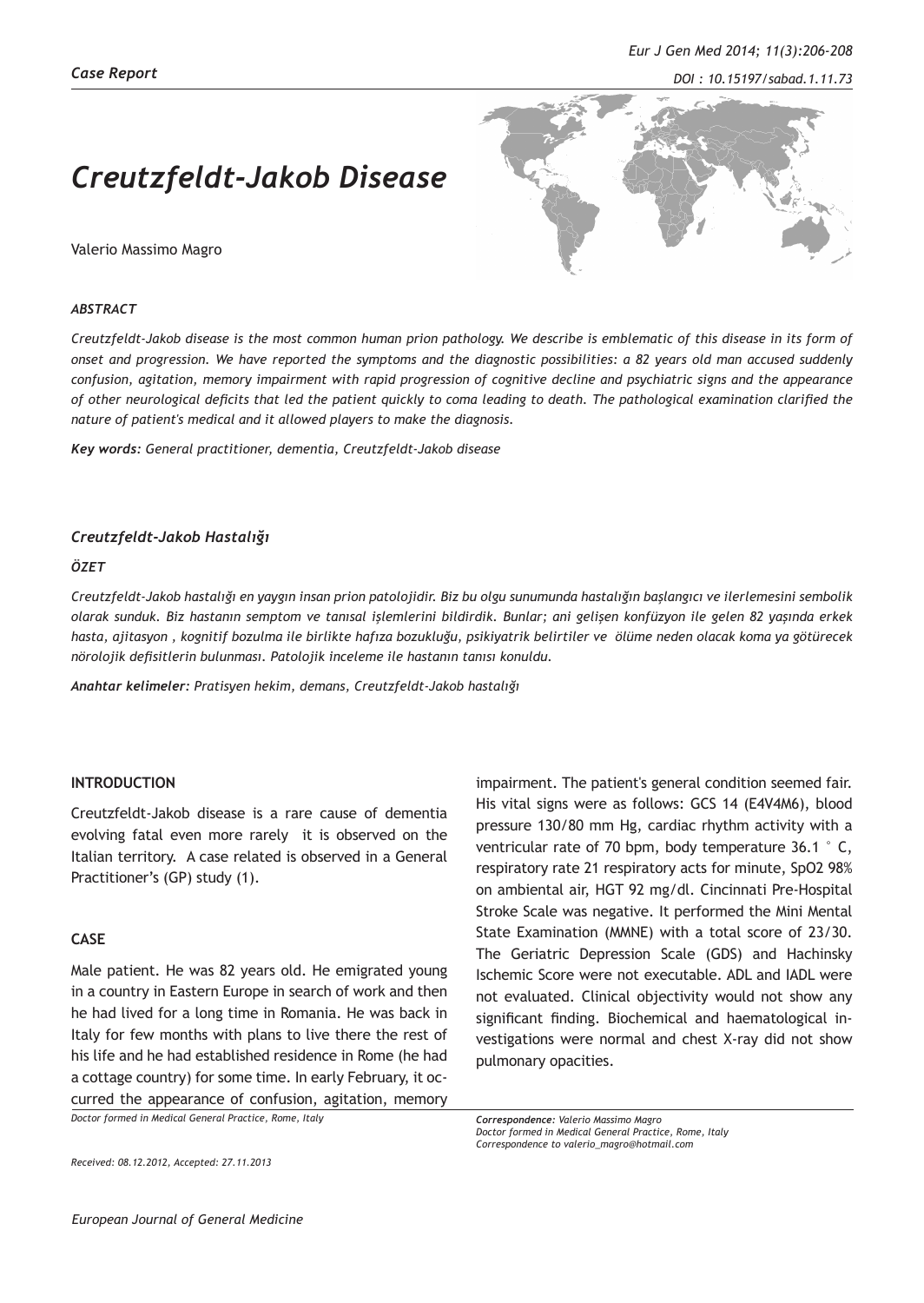*Case Report*

# *Creutzfeldt-Jakob Disease*

Valerio Massimo Magro

### *ABSTRACT*

*Creutzfeldt-Jakob disease is the most common human prion pathology. We describe is emblematic of this disease in its form of onset and progression. We have reported the symptoms and the diagnostic possibilities: a 82 years old man accused suddenly confusion, agitation, memory impairment with rapid progression of cognitive decline and psychiatric signs and the appearance of other neurological deficits that led the patient quickly to coma leading to death. The pathological examination clarified the nature of patient's medical and it allowed players to make the diagnosis.*

***Key words:*** *General practitioner, dementia, Creutzfeldt-Jakob disease*

## *Creutzfeldt-Jakob Hastalığı*

### *ÖZET*

*Creutzfeldt-Jakob hastalığı en yaygın insan prion patolojidir. Biz bu olgu sunumunda hastalığın başlangıcı ve ilerlemesini sembolik olarak sunduk. Biz hastanın semptom ve tanısal işlemlerini bildirdik. Bunlar; ani gelişen konfüzyon ile gelen 82 yaşında erkek hasta, ajitasyon , kognitif bozulma ile birlikte hafıza bozukluğu, psikiyatrik belirtiler ve ölüme neden olacak koma ya götürecek nörolojik defisitlerin bulunması. Patolojik inceleme ile hastanın tanısı konuldu.*

***Anahtar kelimeler:*** *Pratisyen hekim, demans, Creutzfeldt-Jakob hastalığı*

## INTRODUCTION

Creutzfeldt-Jakob disease is a rare cause of dementia evolving fatal even more rarely it is observed on the Italian territory. A case related is observed in a General Practitioner's (GP) study (1).

## CASE

Male patient. He was 82 years old. He emigrated young in a country in Eastern Europe in search of work and then he had lived for a long time in Romania. He was back in Italy for few months with plans to live there the rest of his life and he had established residence in Rome (he had a cottage country) for some time. In early February, it occurred the appearance of confusion, agitation, memory impairment. The patient's general condition seemed fair. His vital signs were as follows: GCS 14 (E4V4M6), blood pressure 130/80 mm Hg, cardiac rhythm activity with a ventricular rate of 70 bpm, body temperature 36.1 ° C, respiratory rate 21 respiratory acts for minute, $SpO_2$ 98% on ambiental air, HGT 92 mg/dl. Cincinnati Pre-Hospital Stroke Scale was negative. It performed the Mini Mental State Examination (MMNE) with a total score of 23/30. The Geriatric Depression Scale (GDS) and Hachinsky Ischemic Score were not executable. ADL and IADL were not evaluated. Clinical objectivity would not show any significant finding. Biochemical and haematological investigations were normal and chest X-ray did not show pulmonary opacities.

*Doctor formed in Medical General Practice, Rome, Italy*

*Received: 08.12.2012, Accepted: 27.11.2013*

***Correspondence:*** *Valerio Massimo Magro*
*Doctor formed in Medical General Practice, Rome, Italy*
*Correspondence to valerio_magro@hotmail.com*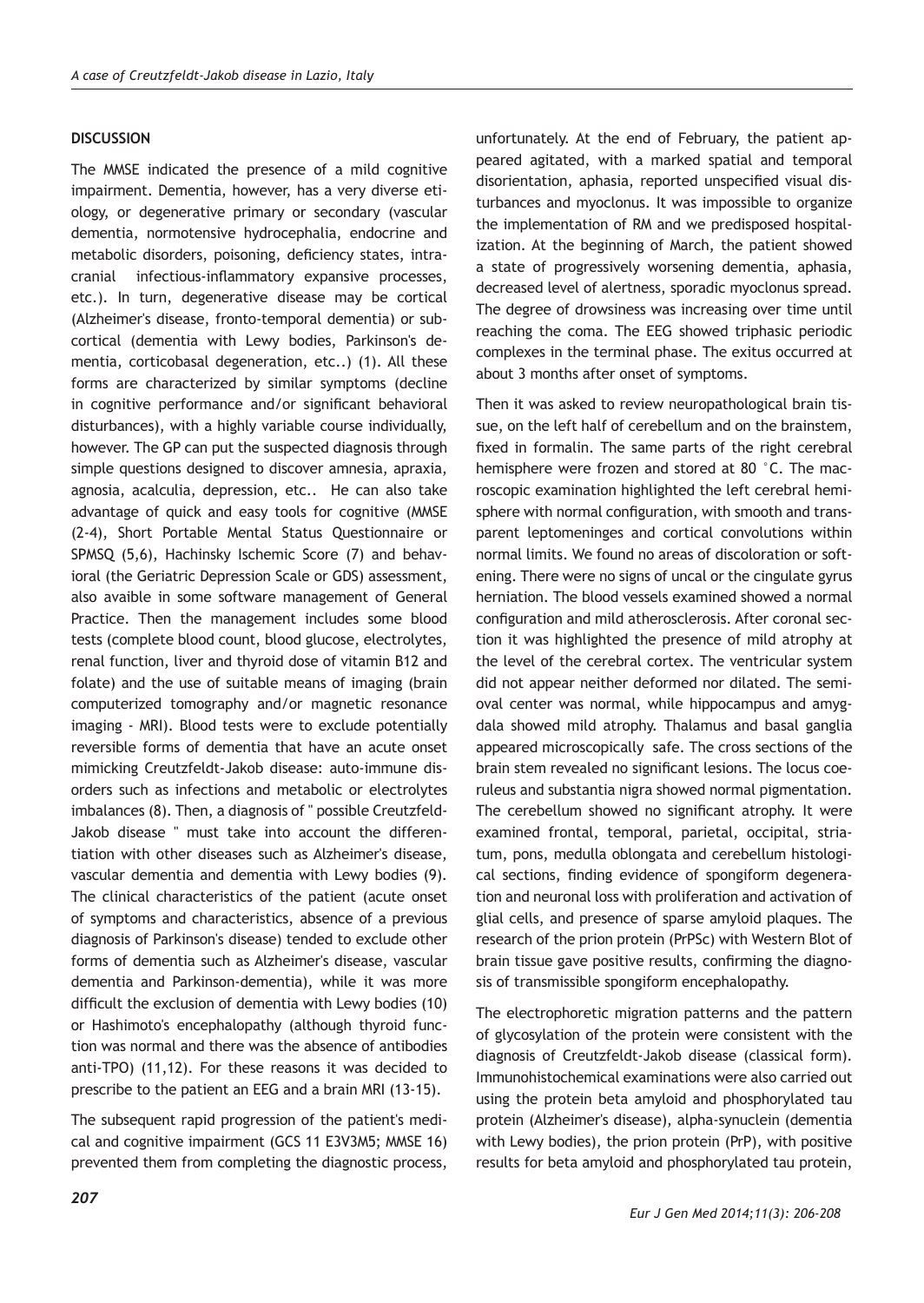## DISCUSSION

The MMSE indicated the presence of a mild cognitive impairment. Dementia, however, has a very diverse etiology, or degenerative primary or secondary (vascular dementia, normotensive hydrocephalia, endocrine and metabolic disorders, poisoning, deficiency states, intracranial infectious-inflammatory expansive processes, etc.). In turn, degenerative disease may be cortical (Alzheimer's disease, fronto-temporal dementia) or subcortical (dementia with Lewy bodies, Parkinson's dementia, corticobasal degeneration, etc..) (1). All these forms are characterized by similar symptoms (decline in cognitive performance and/or significant behavioral disturbances), with a highly variable course individually, however. The GP can put the suspected diagnosis through simple questions designed to discover amnesia, apraxia, agnosia, acalculia, depression, etc.. He can also take advantage of quick and easy tools for cognitive (MMSE (2-4), Short Portable Mental Status Questionnaire or SPMSQ (5,6), Hachinsky Ischemic Score (7) and behavioral (the Geriatric Depression Scale or GDS) assessment, also avaible in some software management of General Practice. Then the management includes some blood tests (complete blood count, blood glucose, electrolytes, renal function, liver and thyroid dose of vitamin B12 and folate) and the use of suitable means of imaging (brain computerized tomography and/or magnetic resonance imaging - MRI). Blood tests were to exclude potentially reversible forms of dementia that have an acute onset mimicking Creutzfeldt-Jakob disease: auto-immune disorders such as infections and metabolic or electrolytes imbalances (8). Then, a diagnosis of " possible Creutzfeld-Jakob disease " must take into account the differentiation with other diseases such as Alzheimer's disease, vascular dementia and dementia with Lewy bodies (9). The clinical characteristics of the patient (acute onset of symptoms and characteristics, absence of a previous diagnosis of Parkinson's disease) tended to exclude other forms of dementia such as Alzheimer's disease, vascular dementia and Parkinson-dementia), while it was more difficult the exclusion of dementia with Lewy bodies (10) or Hashimoto's encephalopathy (although thyroid function was normal and there was the absence of antibodies anti-TPO) (11,12). For these reasons it was decided to prescribe to the patient an EEG and a brain MRI (13-15).

The subsequent rapid progression of the patient's medical and cognitive impairment (GCS 11 E3V3M5; MMSE 16) prevented them from completing the diagnostic process, unfortunately. At the end of February, the patient appeared agitated, with a marked spatial and temporal disorientation, aphasia, reported unspecified visual disturbances and myoclonus. It was impossible to organize the implementation of RM and we predisposed hospitalization. At the beginning of March, the patient showed a state of progressively worsening dementia, aphasia, decreased level of alertness, sporadic myoclonus spread. The degree of drowsiness was increasing over time until reaching the coma. The EEG showed triphasic periodic complexes in the terminal phase. The exitus occurred at about 3 months after onset of symptoms.

Then it was asked to review neuropathological brain tissue, on the left half of cerebellum and on the brainstem, fixed in formalin. The same parts of the right cerebral hemisphere were frozen and stored at 80 °C. The macroscopic examination highlighted the left cerebral hemisphere with normal configuration, with smooth and transparent leptomeninges and cortical convolutions within normal limits. We found no areas of discoloration or softening. There were no signs of uncal or the cingulate gyrus herniation. The blood vessels examined showed a normal configuration and mild atherosclerosis. After coronal section it was highlighted the presence of mild atrophy at the level of the cerebral cortex. The ventricular system did not appear neither deformed nor dilated. The semioval center was normal, while hippocampus and amygdala showed mild atrophy. Thalamus and basal ganglia appeared microscopically safe. The cross sections of the brain stem revealed no significant lesions. The locus coeruleus and substantia nigra showed normal pigmentation. The cerebellum showed no significant atrophy. It were examined frontal, temporal, parietal, occipital, striatum, pons, medulla oblongata and cerebellum histological sections, finding evidence of spongiform degeneration and neuronal loss with proliferation and activation of glial cells, and presence of sparse amyloid plaques. The research of the prion protein (PrPSc) with Western Blot of brain tissue gave positive results, confirming the diagnosis of transmissible spongiform encephalopathy.

The electrophoretic migration patterns and the pattern of glycosylation of the protein were consistent with the diagnosis of Creutzfeldt-Jakob disease (classical form). Immunohistochemical examinations were also carried out using the protein beta amyloid and phosphorylated tau protein (Alzheimer's disease), alpha-synuclein (dementia with Lewy bodies), the prion protein (PrP), with positive results for beta amyloid and phosphorylated tau protein,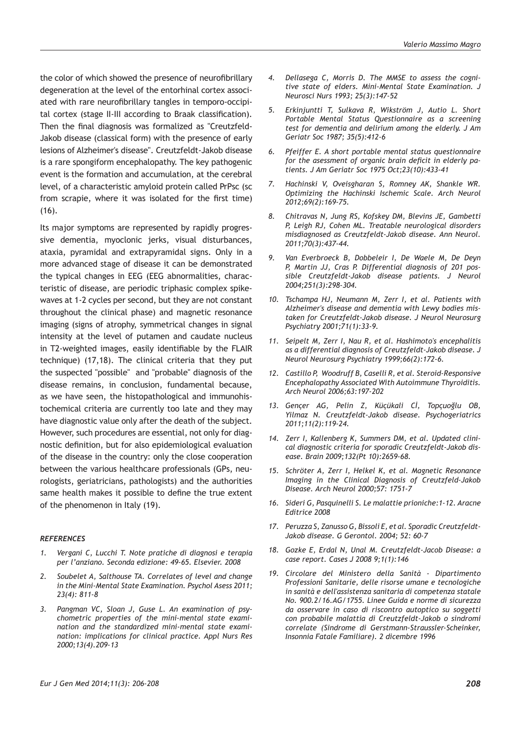the color of which showed the presence of neurofibrillary degeneration at the level of the entorhinal cortex associated with rare neurofibrillary tangles in temporo-occipital cortex (stage II-III according to Braak classification). Then the final diagnosis was formalized as "Creutzfeld-Jakob disease (classical form) with the presence of early lesions of Alzheimer's disease". Creutzfeldt-Jakob disease is a rare spongiform encephalopathy. The key pathogenic event is the formation and accumulation, at the cerebral level, of a characteristic amyloid protein called PrPsc (sc from scrapie, where it was isolated for the first time) (16).

Its major symptoms are represented by rapidly progressive dementia, myoclonic jerks, visual disturbances, ataxia, pyramidal and extrapyramidal signs. Only in a more advanced stage of disease it can be demonstrated the typical changes in EEG (EEG abnormalities, characteristic of disease, are periodic triphasic complex spike-waves at 1-2 cycles per second, but they are not constant throughout the clinical phase) and magnetic resonance imaging (signs of atrophy, symmetrical changes in signal intensity at the level of putamen and caudate nucleus in T2-weighted images, easily identifiable by the FLAIR technique) (17,18). The clinical criteria that they put the suspected "possible" and "probable" diagnosis of the disease remains, in conclusion, fundamental because, as we have seen, the histopathological and immunohistochemical criteria are currently too late and they may have diagnostic value only after the death of the subject. However, such procedures are essential, not only for diagnostic definition, but for also epidemiological evaluation of the disease in the country: only the close cooperation between the various healthcare professionals (GPs, neurologists, geriatricians, pathologists) and the authorities same health makes it possible to define the true extent of the phenomenon in Italy (19).

### *REFERENCES*

1. *Vergani C, Lucchi T. Note pratiche di diagnosi e terapia per l'anziano. Seconda edizione: 49-65. Elsevier. 2008*
2. *Soubelet A, Salthouse TA. Correlates of level and change in the Mini-Mental State Examination. Psychol Asess 2011; 23(4): 811-8*
3. *Pangman VC, Sloan J, Guse L. An examination of psychometric properties of the mini-mental state examination and the standardized mini-mental state examination: implications for clinical practice. Appl Nurs Res 2000;13(4).209-13*
4. *Dellasega C, Morris D. The MMSE to assess the cognitive state of elders. Mini-Mental State Examination. J Neurosci Nurs 1993; 25(3):147-52*
5. *Erkinjuntti T, Sulkava R, Wikström J, Autio L. Short Portable Mental Status Questionnaire as a screening test for dementia and delirium among the elderly. J Am Geriatr Soc 1987; 35(5):412-6*
6. *Pfeiffer E. A short portable mental status questionnaire for the asessment of organic brain deficit in elderly patients. J Am Geriatr Soc 1975 Oct;23(10):433-41*
7. *Hachinski V, Oveisgharan S, Romney AK, Shankle WR. Optimizing the Hachinski Ischemic Scale. Arch Neurol 2012;69(2):169-75.*
8. *Chitravas N, Jung RS, Kofskey DM, Blevins JE, Gambetti P, Leigh RJ, Cohen ML. Treatable neurological disorders misdiagnosed as Creutzfeldt-Jakob disease. Ann Neurol. 2011;70(3):437-44.*
9. *Van Everbroeck B, Dobbeleir I, De Waele M, De Deyn P, Martin JJ, Cras P. Differential diagnosis of 201 possible Creutzfeldt-Jakob disease patients. J Neurol 2004;251(3):298-304.*
10. *Tschampa HJ, Neumann M, Zerr I, et al. Patients with Alzheimer's disease and dementia with Lewy bodies mistaken for Creutzfeldt-Jakob disease. J Neurol Neurosurg Psychiatry 2001;71(1):33-9.*
11. *Seipelt M, Zerr I, Nau R, et al. Hashimoto's encephalitis as a differential diagnosis of Creutzfeldt-Jakob disease. J Neurol Neurosurg Psychiatry 1999;66(2):172-6.*
12. *Castillo P, Woodruff B, Caselli R, et al. Steroid-Responsive Encephalopathy Associated With Autoimmune Thyroiditis. Arch Neurol 2006;63:197-202*
13. *Gençer AG, Pelin Z, Küçükali Cİ, Topçuoğlu OB, Yilmaz N. Creutzfeldt-Jakob disease. Psychogeriatrics 2011;11(2):119-24.*
14. *Zerr I, Kallenberg K, Summers DM, et al. Updated clinical diagnostic criteria for sporadic Creutzfeldt-Jakob disease. Brain 2009;132(Pt 10):2659-68.*
15. *Schröter A, Zerr I, Helkel K, et al. Magnetic Resonance Imaging in the Clinical Diagnosis of Creutzfeld-Jakob Disease. Arch Neurol 2000;57: 1751-7*
16. *Sideri G, Pasquinelli S. Le malattie prioniche:1-12. Aracne Editrice 2008*
17. *Peruzza S, Zanusso G, Bissoli E, et al. Sporadic Creutzfeldt-Jakob disease. G Gerontol. 2004; 52: 60-7*
18. *Gozke E, Erdal N, Unal M. Creutzfeldt-Jacob Disease: a case report. Cases J 2008 9;1(1):146*
19. *Circolare del Ministero della Sanità - Dipartimento Professioni Sanitarie, delle risorse umane e tecnologiche in sanità e dell'assistenza sanitaria di competenza statale No. 900.2/16.AG/1755. Linee Guida e norme di sicurezza da osservare in caso di riscontro autoptico su soggetti con probabile malattia di Creutzfeldt-Jakob o sindromi correlate (Sindrome di Gerstmann-Straussler-Scheinker, Insonnia Fatale Familiare). 2 dicembre 1996*